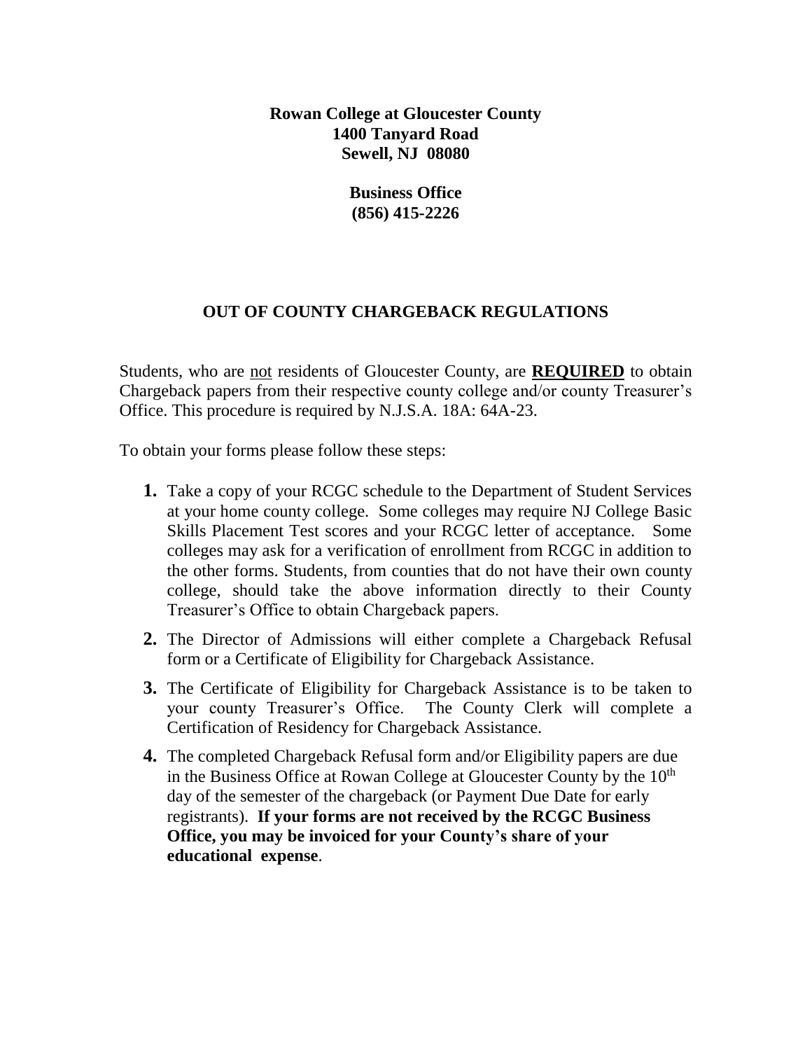**Rowan College at Gloucester County**
**1400 Tanyard Road**
**Sewell, NJ 08080**

**Business Office**
**(856) 415-2226**

## OUT OF COUNTY CHARGEBACK REGULATIONS

Students, who are <u>not</u> residents of Gloucester County, are **<u>REQUIRED</u>** to obtain Chargeback papers from their respective county college and/or county Treasurer's Office. This procedure is required by N.J.S.A. 18A: 64A-23.

To obtain your forms please follow these steps:

1. Take a copy of your RCGC schedule to the Department of Student Services at your home county college. Some colleges may require NJ College Basic Skills Placement Test scores and your RCGC letter of acceptance. Some colleges may ask for a verification of enrollment from RCGC in addition to the other forms. Students, from counties that do not have their own county college, should take the above information directly to their County Treasurer's Office to obtain Chargeback papers.
2. The Director of Admissions will either complete a Chargeback Refusal form or a Certificate of Eligibility for Chargeback Assistance.
3. The Certificate of Eligibility for Chargeback Assistance is to be taken to your county Treasurer's Office. The County Clerk will complete a Certification of Residency for Chargeback Assistance.
4. The completed Chargeback Refusal form and/or Eligibility papers are due in the Business Office at Rowan College at Gloucester County by the 10th day of the semester of the chargeback (or Payment Due Date for early registrants). **If your forms are not received by the RCGC Business Office, you may be invoiced for your County's share of your educational expense**.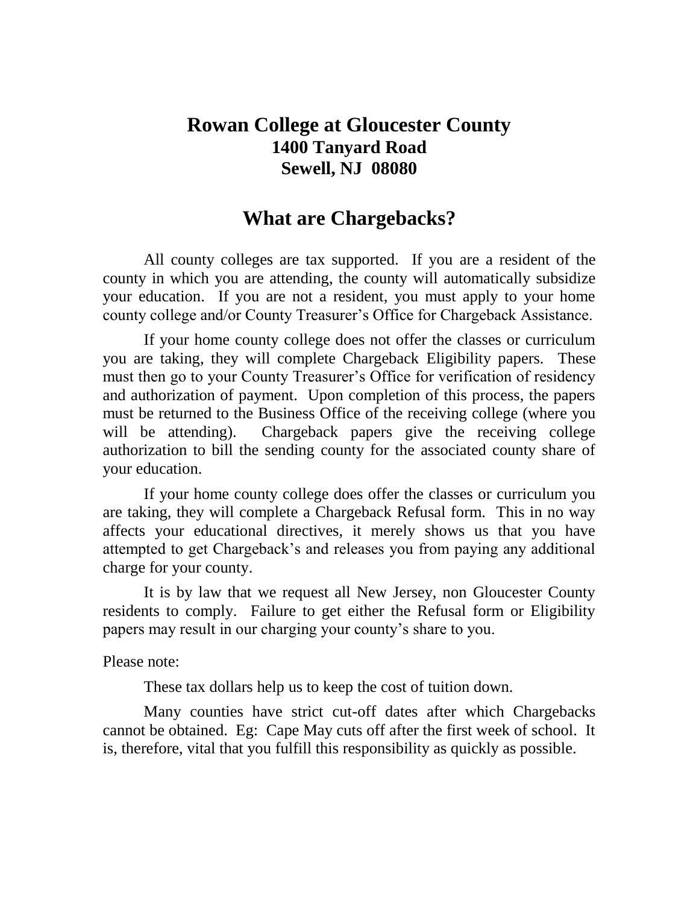# Rowan College at Gloucester County

## 1400 Tanyard Road
## Sewell, NJ 08080

# What are Chargebacks?

All county colleges are tax supported. If you are a resident of the county in which you are attending, the county will automatically subsidize your education. If you are not a resident, you must apply to your home county college and/or County Treasurer's Office for Chargeback Assistance.

If your home county college does not offer the classes or curriculum you are taking, they will complete Chargeback Eligibility papers. These must then go to your County Treasurer's Office for verification of residency and authorization of payment. Upon completion of this process, the papers must be returned to the Business Office of the receiving college (where you will be attending). Chargeback papers give the receiving college authorization to bill the sending county for the associated county share of your education.

If your home county college does offer the classes or curriculum you are taking, they will complete a Chargeback Refusal form. This in no way affects your educational directives, it merely shows us that you have attempted to get Chargeback's and releases you from paying any additional charge for your county.

It is by law that we request all New Jersey, non Gloucester County residents to comply. Failure to get either the Refusal form or Eligibility papers may result in our charging your county's share to you.

Please note:

These tax dollars help us to keep the cost of tuition down.

Many counties have strict cut-off dates after which Chargebacks cannot be obtained. Eg: Cape May cuts off after the first week of school. It is, therefore, vital that you fulfill this responsibility as quickly as possible.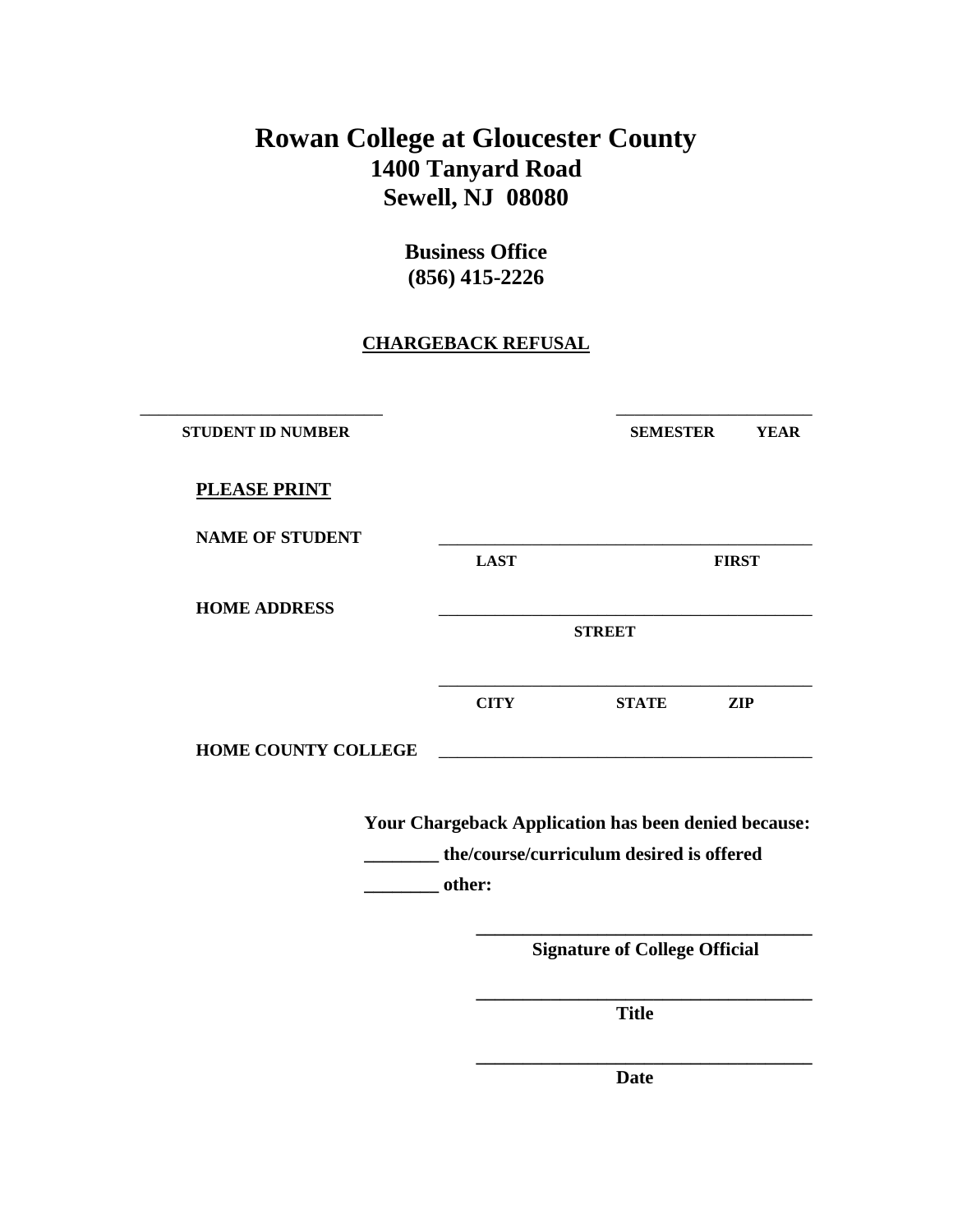# Rowan College at Gloucester County
## 1400 Tanyard Road
## Sewell, NJ 08080

**Business Office**
**(856) 415-2226**

**CHARGEBACK REFUSAL**

\_\_\_\_\_\_\_\_\_\_\_\_\_\_\_\_\_\_\_\_\_\_\_\_\_\_\_\_ \_\_\_\_\_\_\_\_\_\_\_\_\_\_\_\_\_\_\_\_\_\_\_\_\_\_

**STUDENT ID NUMBER** **SEMESTER YEAR**

**PLEASE PRINT**

**NAME OF STUDENT** \_\_\_\_\_\_\_\_\_\_\_\_\_\_\_\_\_\_\_\_\_\_\_\_\_\_\_\_\_\_\_\_\_\_\_\_\_\_\_\_\_\_\_\_\_\_
**LAST** **FIRST**

**HOME ADDRESS** \_\_\_\_\_\_\_\_\_\_\_\_\_\_\_\_\_\_\_\_\_\_\_\_\_\_\_\_\_\_\_\_\_\_\_\_\_\_\_\_\_\_\_\_\_\_
**STREET**

\_\_\_\_\_\_\_\_\_\_\_\_\_\_\_\_\_\_\_\_\_\_\_\_\_\_\_\_\_\_\_\_\_\_\_\_\_\_\_\_\_\_\_\_\_\_
**CITY** **STATE** **ZIP**

**HOME COUNTY COLLEGE** \_\_\_\_\_\_\_\_\_\_\_\_\_\_\_\_\_\_\_\_\_\_\_\_\_\_\_\_\_\_\_\_\_\_\_\_\_\_\_\_\_\_\_\_\_\_

**Your Chargeback Application has been denied because:**

**\_\_\_\_\_\_\_\_ the/course/curriculum desired is offered**

**\_\_\_\_\_\_\_\_ other:**

\_\_\_\_\_\_\_\_\_\_\_\_\_\_\_\_\_\_\_\_\_\_\_\_\_\_\_\_\_\_\_\_\_\_\_\_\_\_
**Signature of College Official**

\_\_\_\_\_\_\_\_\_\_\_\_\_\_\_\_\_\_\_\_\_\_\_\_\_\_\_\_\_\_\_\_\_\_\_\_\_\_
**Title**

\_\_\_\_\_\_\_\_\_\_\_\_\_\_\_\_\_\_\_\_\_\_\_\_\_\_\_\_\_\_\_\_\_\_\_\_\_\_
**Date**